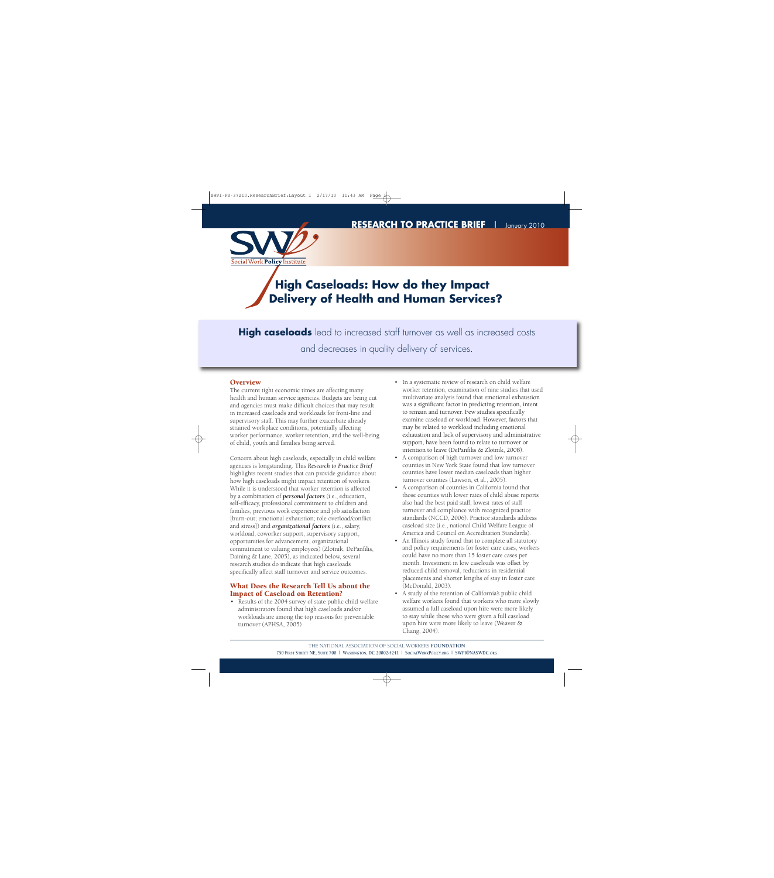**RESEARCH TO PRACTICE BRIEF** | January 2010

Social Work Policy Institute

# High Caseloads: How do they Impact Delivery of Health and Human Services?

**High caseloads** lead to increased staff turnover as well as increased costs and decreases in quality delivery of services.

## Overview

The current tight economic times are affecting many health and human service agencies. Budgets are being cut and agencies must make difficult choices that may result in increased caseloads and workloads for front-line and supervisory staff. This may further exacerbate already strained workplace conditions, potentially affecting worker performance, worker retention, and the well-being of child, youth and families being served.

Concern about high caseloads, especially in child welfare agencies is longstanding. This *Research to Practice Brief* highlights recent studies that can provide guidance about how high caseloads might impact retention of workers. While it is understood that worker retention is affected by a combination of ***personal factors*** (i.e., education, self-efficacy, professional commitment to children and families, previous work experience and job satisfaction [burn-out; emotional exhaustion; role overload/conflict and stress]) and ***organizational factors*** (i.e., salary, workload, coworker support, supervisory support, opportunities for advancement, organizational commitment to valuing employees) (Zlotnik, DePanfilis, Daining & Lane, 2005), as indicated below, several research studies do indicate that high caseloads specifically affect staff turnover and service outcomes.

## What Does the Research Tell Us about the Impact of Caseload on Retention?

- Results of the 2004 survey of state public child welfare administrators found that high caseloads and/or workloads are among the top reasons for preventable turnover (APHSA, 2005).
- In a systematic review of research on child welfare worker retention, examination of nine studies that used multivariate analysis found that emotional exhaustion was a significant factor in predicting retention, intent to remain and turnover. Few studies specifically examine caseload or workload. However, factors that may be related to workload including emotional exhaustion and lack of supervisory and administrative support, have been found to relate to turnover or intention to leave (DePanfilis & Zlotnik, 2008).
- A comparison of high turnover and low turnover counties in New York State found that low turnover counties have lower median caseloads than higher turnover counties (Lawson, et al., 2005).
- A comparison of counties in California found that those counties with lower rates of child abuse reports also had the best paid staff, lowest rates of staff turnover and compliance with recognized practice standards (NCCD, 2006). Practice standards address caseload size (i.e., national Child Welfare League of America and Council on Accreditation Standards).
- An Illinois study found that to complete all statutory and policy requirements for foster care cases, workers could have no more than 15 foster care cases per month. Investment in low caseloads was offset by reduced child removal, reductions in residential placements and shorter lengths of stay in foster care (McDonald, 2003).
- A study of the retention of California's public child welfare workers found that workers who more slowly assumed a full caseload upon hire were more likely to stay while those who were given a full caseload upon hire were more likely to leave (Weaver & Chang, 2004).

THE NATIONAL ASSOCIATION OF SOCIAL WORKERS **FOUNDATION**
750 First Street NE, Suite 700 | Washington, DC 20002-4241 | SocialWorkPolicy.org | SWPI@NASWDC.org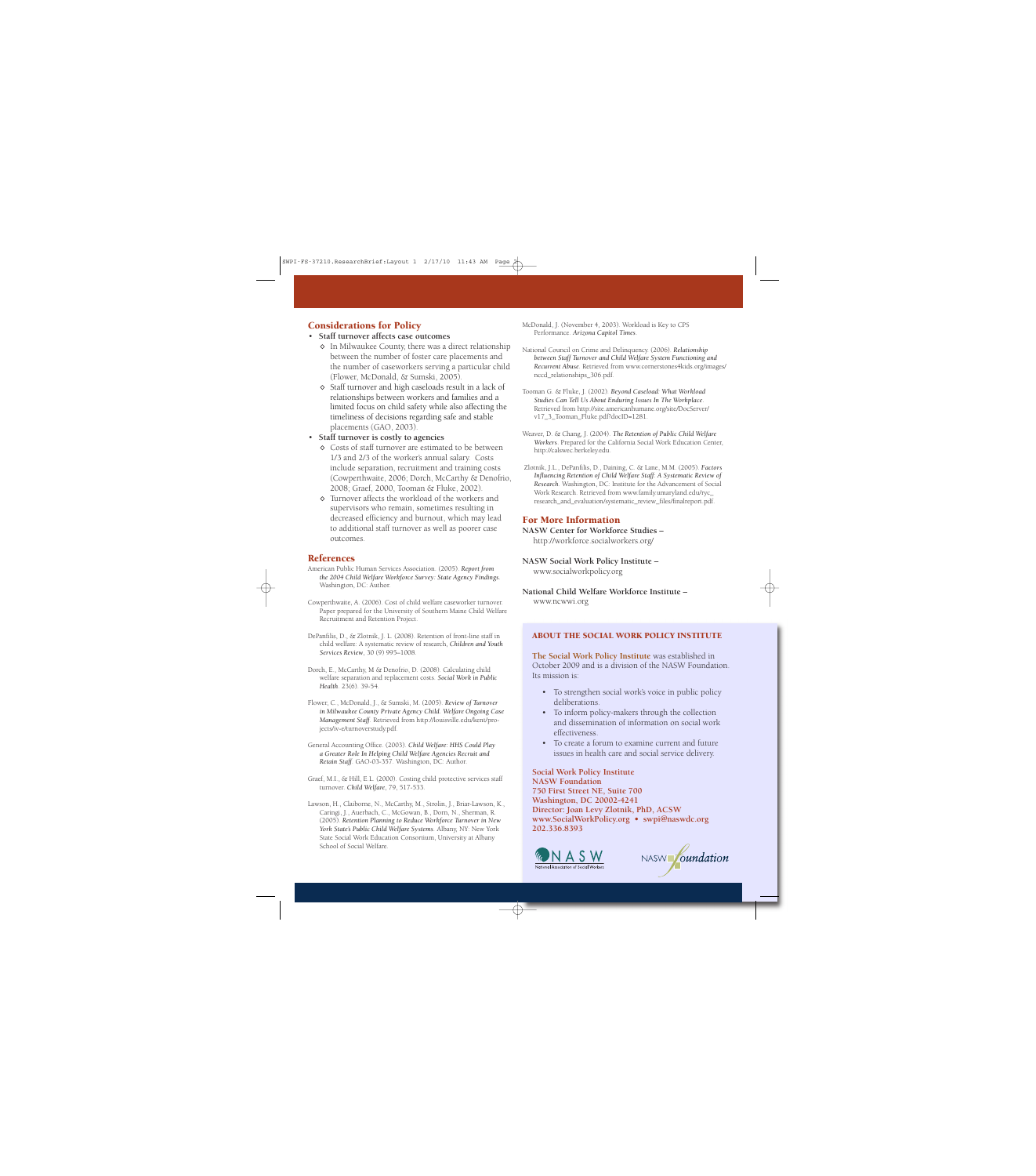## Considerations for Policy

- **Staff turnover affects case outcomes**
  - In Milwaukee County, there was a direct relationship between the number of foster care placements and the number of caseworkers serving a particular child (Flower, McDonald, & Sumski, 2005).
  - Staff turnover and high caseloads result in a lack of relationships between workers and families and a limited focus on child safety while also affecting the timeliness of decisions regarding safe and stable placements (GAO, 2003).
- **Staff turnover is costly to agencies**
  - Costs of staff turnover are estimated to be between 1/3 and 2/3 of the worker's annual salary. Costs include separation, recruitment and training costs (Cowperthwaite, 2006; Dorch, McCarthy & Denofrio, 2008; Graef, 2000, Tooman & Fluke, 2002).
  - Turnover affects the workload of the workers and supervisors who remain, sometimes resulting in decreased efficiency and burnout, which may lead to additional staff turnover as well as poorer case outcomes.

## References

American Public Human Services Association. (2005). *Report from the 2004 Child Welfare Workforce Survey: State Agency Findings.* Washington, DC: Author.

Cowperthwaite, A. (2006). Cost of child welfare caseworker turnover. Paper prepared for the University of Southern Maine Child Welfare Recruitment and Retention Project.

DePanfilis, D., & Zlotnik, J. L. (2008). Retention of front-line staff in child welfare: A systematic review of research, *Children and Youth Services Review*, 30 (9) 995–1008.

Dorch, E., McCarthy, M & Denofrio, D. (2008). Calculating child welfare separation and replacement costs. *Social Work in Public Health*. 23(6). 39-54.

Flower, C., McDonald, J., & Sumski, M. (2005). *Review of Turnover in Milwaukee County Private Agency Child. Welfare Ongoing Case Management Staff.* Retrieved from http://louisville.edu/kent/projects/iv-e/turnoverstudy.pdf.

General Accounting Office. (2003). *Child Welfare: HHS Could Play a Greater Role In Helping Child Welfare Agencies Recruit and Retain Staff.* GAO-03-357. Washington, DC: Author.

Graef, M.I., & Hill, E.L. (2000). Costing child protective services staff turnover. *Child Welfare*, 79, 517-533.

Lawson, H., Claiborne, N., McCarthy, M., Strolin, J., Briar-Lawson, K., Caringi, J., Auerbach, C., McGowan, B., Dorn, N., Sherman, R (2005). *Retention Planning to Reduce Workforce Turnover in New York State's Public Child Welfare Systems.* Albany, NY: New York State Social Work Education Consortium, University at Albany School of Social Welfare.

McDonald, J. (November 4, 2003). Workload is Key to CPS Performance. *Arizona Capitol Times*.

National Council on Crime and Delinquency. (2006). *Relationship between Staff Turnover and Child Welfare System Functioning and Recurrent Abuse.* Retrieved from www.cornerstones4kids.org/images/nccd_relationships_306.pdf.

Tooman G. & Fluke, J. (2002). *Beyond Caseload: What Workload Studies Can Tell Us About Enduring Issues In The Workplace.* Retrieved from http://site.americanhumane.org/site/DocServer/v17_3_Tooman_Fluke.pdf?docID=1281.

Weaver, D. & Chang, J. (2004). *The Retention of Public Child Welfare Workers*. Prepared for the California Social Work Education Center, http://calswec.berkeley.edu.

Zlotnik, J.L., DePanfilis, D., Daining, C. & Lane, M.M. (2005). *Factors Influencing Retention of Child Welfare Staff: A Systematic Review of Research.* Washington, DC: Institute for the Advancement of Social Work Research. Retrieved from www.family.umaryland.edu/ryc_research_and_evaluation/systematic_review_files/finalreport.pdf.

## For More Information

**NASW Center for Workforce Studies –**
http://workforce.socialworkers.org/

**NASW Social Work Policy Institute –**
www.socialworkpolicy.org

**National Child Welfare Workforce Institute –**
www.ncwwi.org

### ABOUT THE SOCIAL WORK POLICY INSTITUTE

**The Social Work Policy Institute** was established in October 2009 and is a division of the NASW Foundation. Its mission is:

- To strengthen social work's voice in public policy deliberations.
- To inform policy-makers through the collection and dissemination of information on social work effectiveness.
- To create a forum to examine current and future issues in health care and social service delivery.

**Social Work Policy Institute**
**NASW Foundation**
**750 First Street NE, Suite 700**
**Washington, DC 20002-4241**
**Director: Joan Levy Zlotnik, PhD, ACSW**
**www.SocialWorkPolicy.org • swpi@naswdc.org**
**202.336.8393**

NASW National Association of Social Workers

NASW Foundation